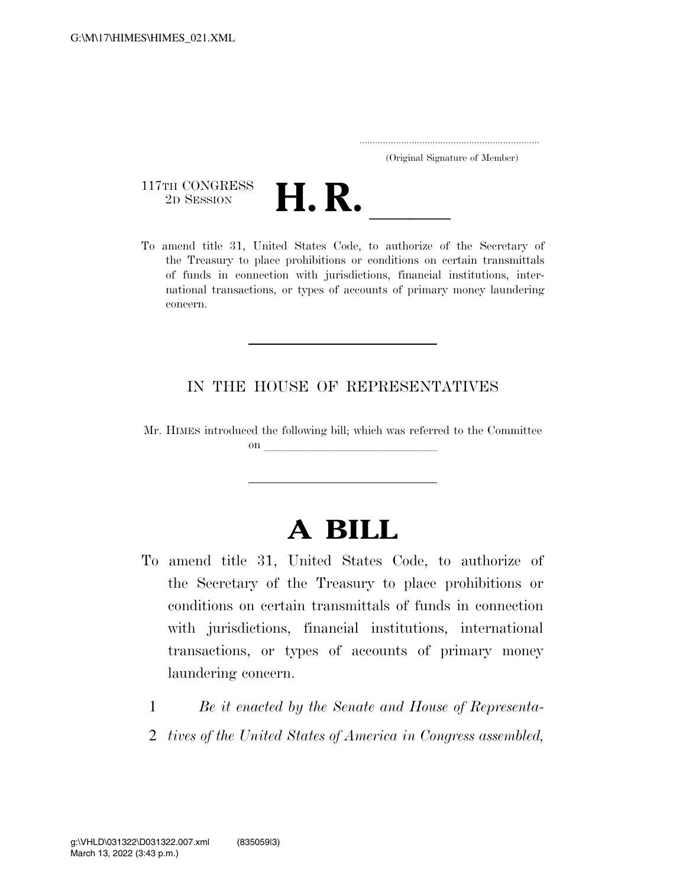G:\M\17\HIMES\HIMES_021.XML

.....................................................................
(Original Signature of Member)

117TH CONGRESS
2D SESSION

# H. R. \_\_\_\_\_\_

To amend title 31, United States Code, to authorize of the Secretary of the Treasury to place prohibitions or conditions on certain transmittals of funds in connection with jurisdictions, financial institutions, international transactions, or types of accounts of primary money laundering concern.

---

IN THE HOUSE OF REPRESENTATIVES

Mr. HIMES introduced the following bill; which was referred to the Committee on \_\_\_\_\_\_\_\_\_\_\_\_\_\_\_\_\_\_\_\_\_\_\_\_\_\_\_\_

---

# A BILL

To amend title 31, United States Code, to authorize of the Secretary of the Treasury to place prohibitions or conditions on certain transmittals of funds in connection with jurisdictions, financial institutions, international transactions, or types of accounts of primary money laundering concern.

1 *Be it enacted by the Senate and House of Representa-*
2 *tives of the United States of America in Congress assembled,*

g:\VHLD\031322\D031322.007.xml (835059|3)
March 13, 2022 (3:43 p.m.)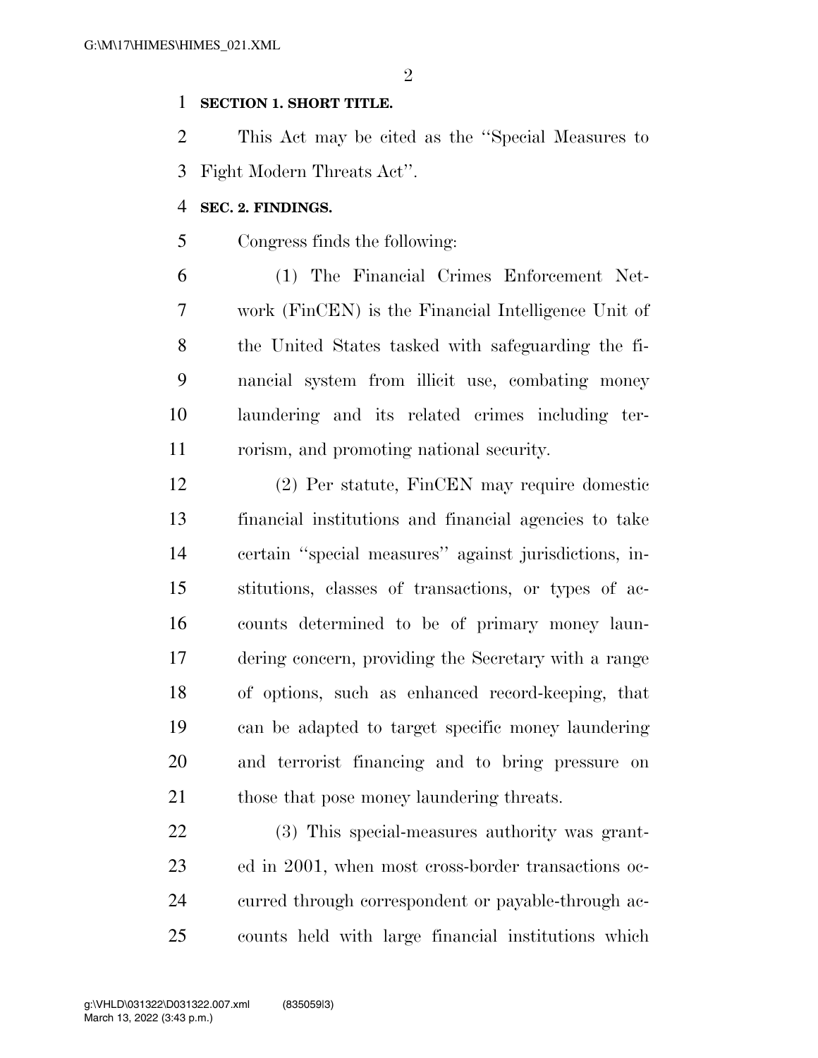**SECTION 1. SHORT TITLE.**

This Act may be cited as the "Special Measures to Fight Modern Threats Act".

**SEC. 2. FINDINGS.**

Congress finds the following:

(1) The Financial Crimes Enforcement Network (FinCEN) is the Financial Intelligence Unit of the United States tasked with safeguarding the financial system from illicit use, combating money laundering and its related crimes including terrorism, and promoting national security.

(2) Per statute, FinCEN may require domestic financial institutions and financial agencies to take certain "special measures" against jurisdictions, institutions, classes of transactions, or types of accounts determined to be of primary money laundering concern, providing the Secretary with a range of options, such as enhanced record-keeping, that can be adapted to target specific money laundering and terrorist financing and to bring pressure on those that pose money laundering threats.

(3) This special-measures authority was granted in 2001, when most cross-border transactions occurred through correspondent or payable-through accounts held with large financial institutions which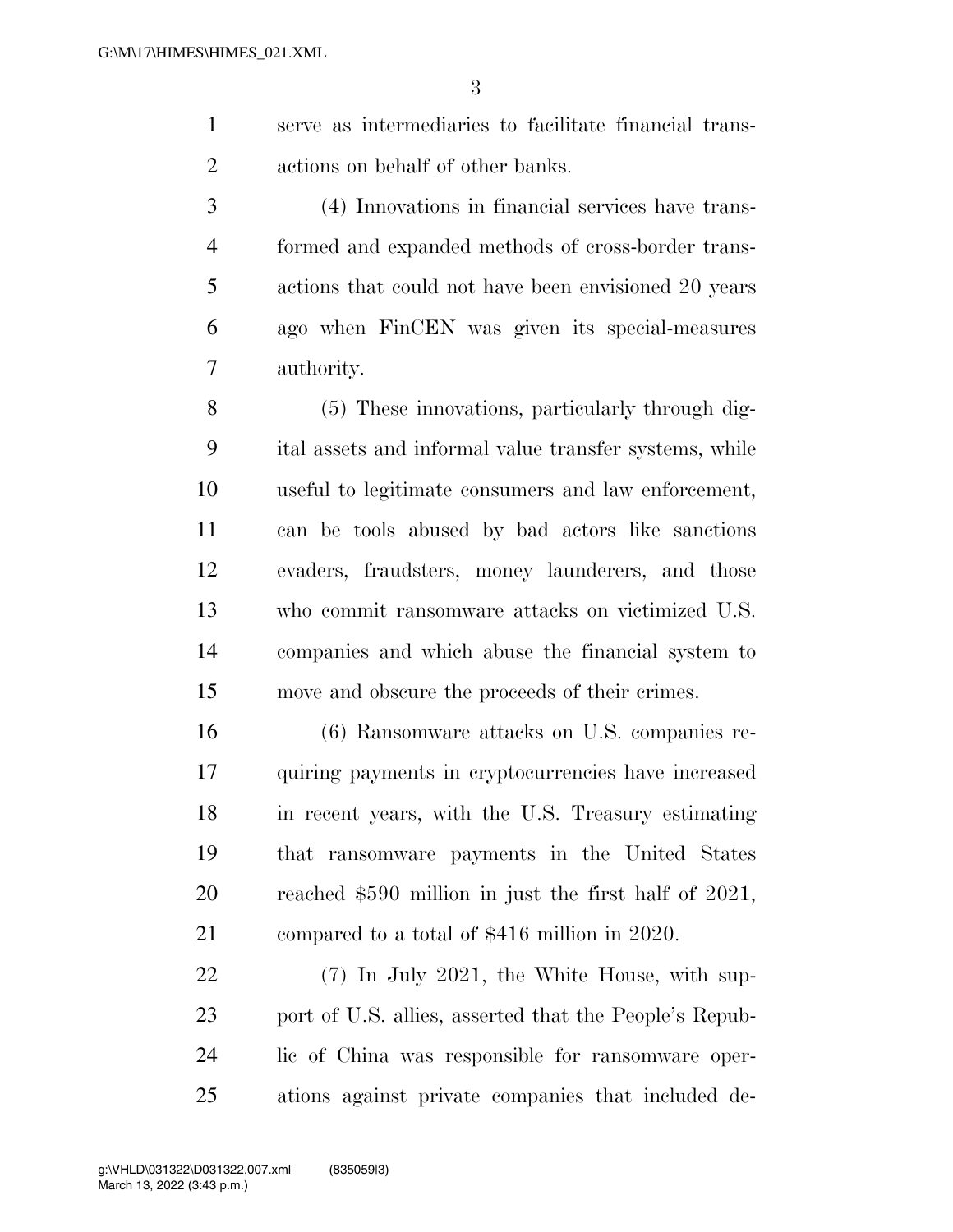serve as intermediaries to facilitate financial transactions on behalf of other banks.

(4) Innovations in financial services have transformed and expanded methods of cross-border transactions that could not have been envisioned 20 years ago when FinCEN was given its special-measures authority.

(5) These innovations, particularly through digital assets and informal value transfer systems, while useful to legitimate consumers and law enforcement, can be tools abused by bad actors like sanctions evaders, fraudsters, money launderers, and those who commit ransomware attacks on victimized U.S. companies and which abuse the financial system to move and obscure the proceeds of their crimes.

(6) Ransomware attacks on U.S. companies requiring payments in cryptocurrencies have increased in recent years, with the U.S. Treasury estimating that ransomware payments in the United States reached $590 million in just the first half of 2021, compared to a total of $416 million in 2020.

(7) In July 2021, the White House, with support of U.S. allies, asserted that the People's Republic of China was responsible for ransomware operations against private companies that included de-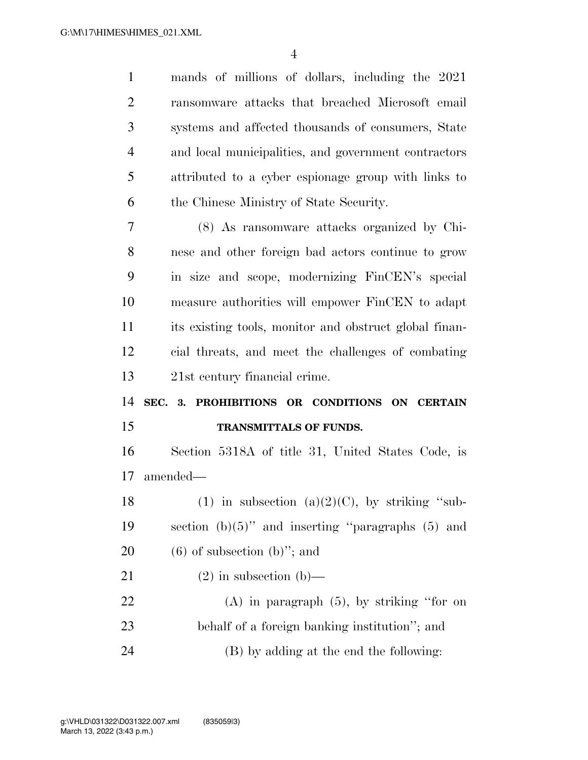mands of millions of dollars, including the 2021 ransomware attacks that breached Microsoft email systems and affected thousands of consumers, State and local municipalities, and government contractors attributed to a cyber espionage group with links to the Chinese Ministry of State Security.

(8) As ransomware attacks organized by Chinese and other foreign bad actors continue to grow in size and scope, modernizing FinCEN's special measure authorities will empower FinCEN to adapt its existing tools, monitor and obstruct global financial threats, and meet the challenges of combating 21st century financial crime.

**SEC. 3. PROHIBITIONS OR CONDITIONS ON CERTAIN TRANSMITTALS OF FUNDS.**

Section 5318A of title 31, United States Code, is amended—

(1) in subsection (a)(2)(C), by striking "subsection (b)(5)" and inserting "paragraphs (5) and (6) of subsection (b)"; and

(2) in subsection (b)—

(A) in paragraph (5), by striking "for on behalf of a foreign banking institution"; and

(B) by adding at the end the following: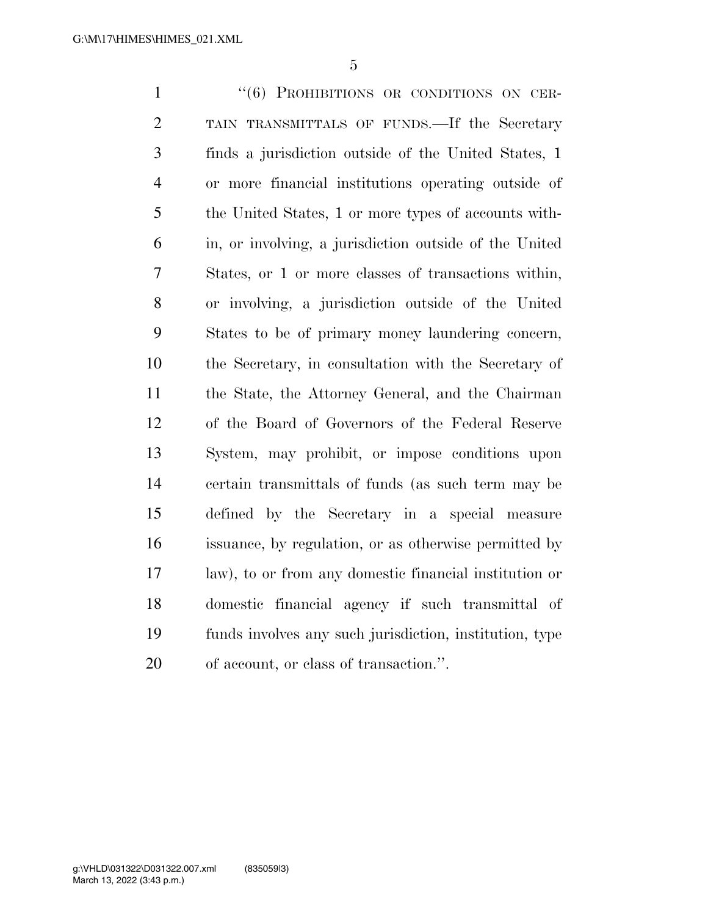"(6) PROHIBITIONS OR CONDITIONS ON CERTAIN TRANSMITTALS OF FUNDS.—If the Secretary finds a jurisdiction outside of the United States, 1 or more financial institutions operating outside of the United States, 1 or more types of accounts within, or involving, a jurisdiction outside of the United States, or 1 or more classes of transactions within, or involving, a jurisdiction outside of the United States to be of primary money laundering concern, the Secretary, in consultation with the Secretary of the State, the Attorney General, and the Chairman of the Board of Governors of the Federal Reserve System, may prohibit, or impose conditions upon certain transmittals of funds (as such term may be defined by the Secretary in a special measure issuance, by regulation, or as otherwise permitted by law), to or from any domestic financial institution or domestic financial agency if such transmittal of funds involves any such jurisdiction, institution, type of account, or class of transaction.".